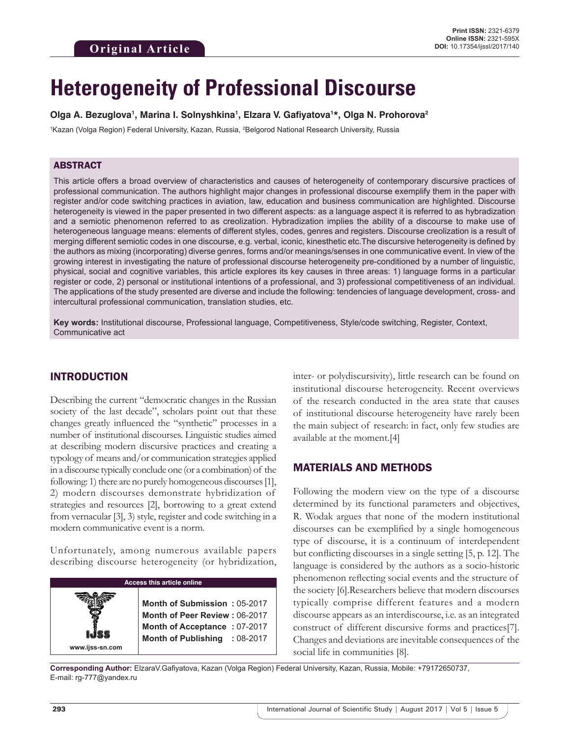Original Article

**Print ISSN:** 2321-6379
**Online ISSN:** 2321-595X
**DOI:** 10.17354/ijssI/2017/140

# Heterogeneity of Professional Discourse

**Olga A. Bezuglova[1], Marina I. Solnyshkina[1], Elzara V. Gafiyatova[1]\*, Olga N. Prohorova[2]**

[1]Kazan (Volga Region) Federal University, Kazan, Russia, [2]Belgorod National Research University, Russia

## ABSTRACT

This article offers a broad overview of characteristics and causes of heterogeneity of contemporary discursive practices of professional communication. The authors highlight major changes in professional discourse exemplify them in the paper with register and/or code switching practices in aviation, law, education and business communication are highlighted. Discourse heterogeneity is viewed in the paper presented in two different aspects: as a language aspect it is referred to as hybradization and a semiotic phenomenon referred to as creolization. Hybradization implies the ability of a discourse to make use of heterogeneous language means: elements of different styles, codes, genres and registers. Discourse creolization is a result of merging different semiotic codes in one discourse, e.g. verbal, iconic, kinesthetic etc.The discursive heterogeneity is defined by the authors as mixing (incorporating) diverse genres, forms and/or meanings/senses in one communicative event. In view of the growing interest in investigating the nature of professional discourse heterogeneity pre-conditioned by a number of linguistic, physical, social and cognitive variables, this article explores its key causes in three areas: 1) language forms in a particular register or code, 2) personal or institutional intentions of a professional, and 3) professional competitiveness of an individual. The applications of the study presented are diverse and include the following: tendencies of language development, cross- and intercultural professional communication, translation studies, etc.

**Key words:** Institutional discourse, Professional language, Competitiveness, Style/code switching, Register, Context, Communicative act

## INTRODUCTION

Describing the current "democratic changes in the Russian society of the last decade", scholars point out that these changes greatly influenced the "synthetic" processes in a number of institutional discourses. Linguistic studies aimed at describing modern discursive practices and creating a typology of means and/or communication strategies applied in a discourse typically conclude one (or a combination) of the following: 1) there are no purely homogeneous discourses [1], 2) modern discourses demonstrate hybridization of strategies and resources [2], borrowing to a great extend from vernacular [3], 3) style, register and code switching in a modern communicative event is a norm.

Unfortunately, among numerous available papers describing discourse heterogeneity (or hybridization, inter- or polydiscursivity), little research can be found on institutional discourse heterogeneity. Recent overviews of the research conducted in the area state that causes of institutional discourse heterogeneity have rarely been the main subject of research: in fact, only few studies are available at the moment.[4]

| Access this article online | |
|---|---|
| www.ijss-sn.com | **Month of Submission :** 05-2017<br>**Month of Peer Review :** 06-2017<br>**Month of Acceptance :** 07-2017<br>**Month of Publishing :** 08-2017 |

## MATERIALS AND METHODS

Following the modern view on the type of a discourse determined by its functional parameters and objectives, R. Wodak argues that none of the modern institutional discourses can be exemplified by a single homogeneous type of discourse, it is a continuum of interdependent but conflicting discourses in a single setting [5, p. 12]. The language is considered by the authors as a socio-historic phenomenon reflecting social events and the structure of the society [6].Researchers believe that modern discourses typically comprise different features and a modern discourse appears as an interdiscourse, i.e. as an integrated construct of different discursive forms and practices[7]. Changes and deviations are inevitable consequences of the social life in communities [8].

**Corresponding Author:** ElzaraV.Gafiyatova, Kazan (Volga Region) Federal University, Kazan, Russia, Mobile: +79172650737, E-mail: rg-777@yandex.ru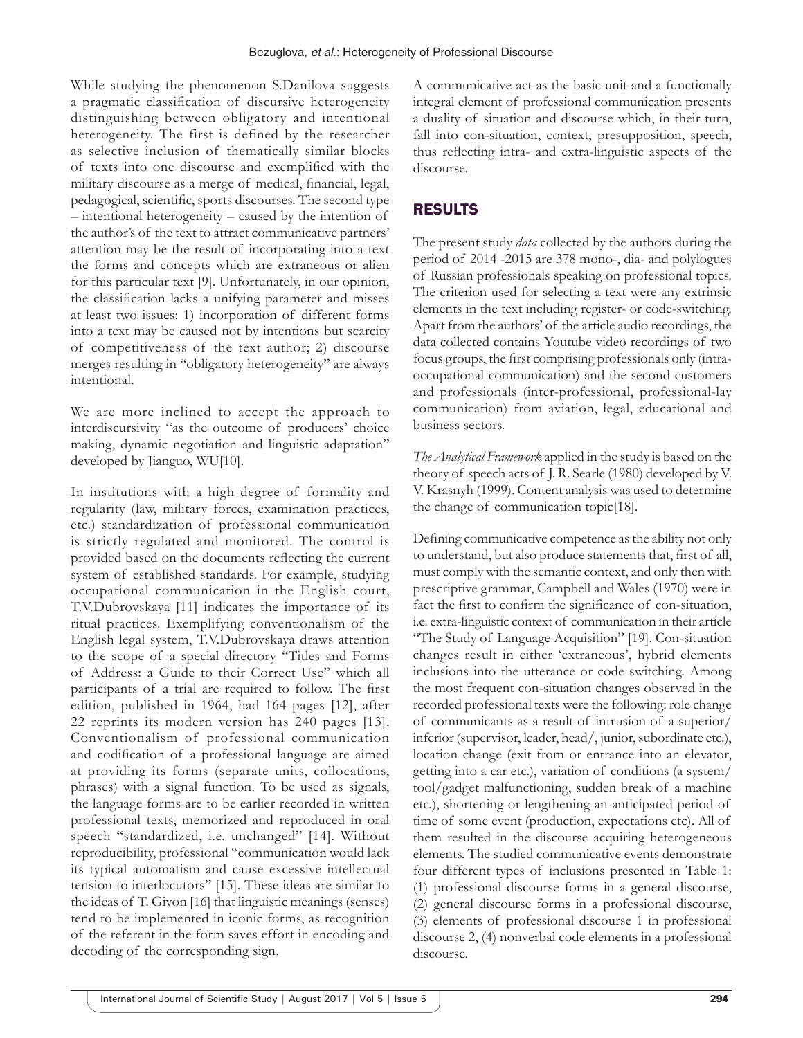While studying the phenomenon S.Danilova suggests a pragmatic classification of discursive heterogeneity distinguishing between obligatory and intentional heterogeneity. The first is defined by the researcher as selective inclusion of thematically similar blocks of texts into one discourse and exemplified with the military discourse as a merge of medical, financial, legal, pedagogical, scientific, sports discourses. The second type – intentional heterogeneity – caused by the intention of the author's of the text to attract communicative partners' attention may be the result of incorporating into a text the forms and concepts which are extraneous or alien for this particular text [9]. Unfortunately, in our opinion, the classification lacks a unifying parameter and misses at least two issues: 1) incorporation of different forms into a text may be caused not by intentions but scarcity of competitiveness of the text author; 2) discourse merges resulting in "obligatory heterogeneity" are always intentional.

We are more inclined to accept the approach to interdiscursivity "as the outcome of producers' choice making, dynamic negotiation and linguistic adaptation" developed by Jianguo, WU[10].

In institutions with a high degree of formality and regularity (law, military forces, examination practices, etc.) standardization of professional communication is strictly regulated and monitored. The control is provided based on the documents reflecting the current system of established standards. For example, studying occupational communication in the English court, T.V.Dubrovskaya [11] indicates the importance of its ritual practices. Exemplifying conventionalism of the English legal system, T.V.Dubrovskaya draws attention to the scope of a special directory "Titles and Forms of Address: a Guide to their Correct Use" which all participants of a trial are required to follow. The first edition, published in 1964, had 164 pages [12], after 22 reprints its modern version has 240 pages [13]. Conventionalism of professional communication and codification of a professional language are aimed at providing its forms (separate units, collocations, phrases) with a signal function. To be used as signals, the language forms are to be earlier recorded in written professional texts, memorized and reproduced in oral speech "standardized, i.e. unchanged" [14]. Without reproducibility, professional "communication would lack its typical automatism and cause excessive intellectual tension to interlocutors" [15]. These ideas are similar to the ideas of T. Givon [16] that linguistic meanings (senses) tend to be implemented in iconic forms, as recognition of the referent in the form saves effort in encoding and decoding of the corresponding sign.

A communicative act as the basic unit and a functionally integral element of professional communication presents a duality of situation and discourse which, in their turn, fall into con-situation, context, presupposition, speech, thus reflecting intra- and extra-linguistic aspects of the discourse.

## RESULTS

The present study *data* collected by the authors during the period of 2014 -2015 are 378 mono-, dia- and polylogues of Russian professionals speaking on professional topics. The criterion used for selecting a text were any extrinsic elements in the text including register- or code-switching. Apart from the authors' of the article audio recordings, the data collected contains Youtube video recordings of two focus groups, the first comprising professionals only (intra-occupational communication) and the second customers and professionals (inter-professional, professional-lay communication) from aviation, legal, educational and business sectors.

*The Analytical Framework* applied in the study is based on the theory of speech acts of J. R. Searle (1980) developed by V. V. Krasnyh (1999). Content analysis was used to determine the change of communication topic[18].

Defining communicative competence as the ability not only to understand, but also produce statements that, first of all, must comply with the semantic context, and only then with prescriptive grammar, Campbell and Wales (1970) were in fact the first to confirm the significance of con-situation, i.e. extra-linguistic context of communication in their article "The Study of Language Acquisition" [19]. Con-situation changes result in either 'extraneous', hybrid elements inclusions into the utterance or code switching. Among the most frequent con-situation changes observed in the recorded professional texts were the following: role change of communicants as a result of intrusion of a superior/inferior (supervisor, leader, head/, junior, subordinate etc.), location change (exit from or entrance into an elevator, getting into a car etc.), variation of conditions (a system/tool/gadget malfunctioning, sudden break of a machine etc.), shortening or lengthening an anticipated period of time of some event (production, expectations etc). All of them resulted in the discourse acquiring heterogeneous elements. The studied communicative events demonstrate four different types of inclusions presented in Table 1: (1) professional discourse forms in a general discourse, (2) general discourse forms in a professional discourse, (3) elements of professional discourse 1 in professional discourse 2, (4) nonverbal code elements in a professional discourse.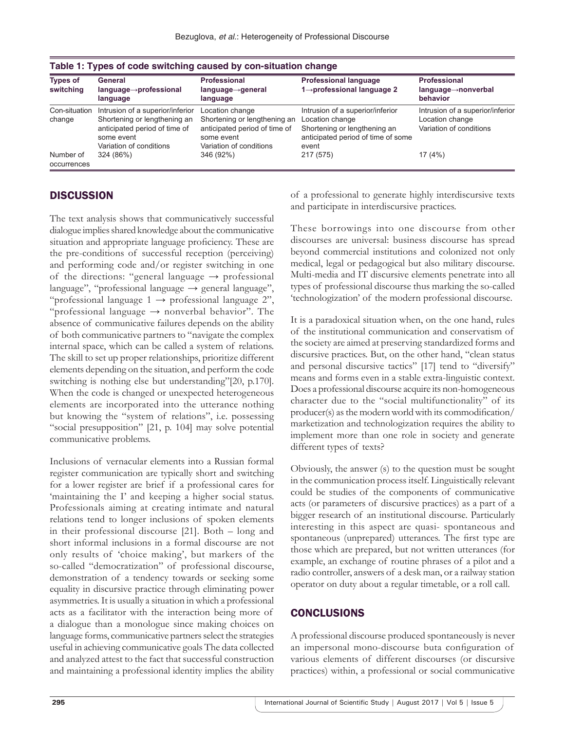**Table 1: Types of code switching caused by con-situation change**

| Types of switching | General language→professional language | Professional language→general language | Professional language 1→professional language 2 | Professional language→nonverbal behavior |
|---|---|---|---|---|
| Con-situation change | Intrusion of a superior/inferior<br>Shortening or lengthening an anticipated period of time of some event<br>Variation of conditions | Location change<br>Shortening or lengthening an anticipated period of time of some event<br>Variation of conditions | Intrusion of a superior/inferior<br>Location change<br>Shortening or lengthening an anticipated period of time of some event | Intrusion of a superior/inferior<br>Location change<br>Variation of conditions |
| Number of occurrences | 324 (86%) | 346 (92%) | 217 (575) | 17 (4%) |

## DISCUSSION

The text analysis shows that communicatively successful dialogue implies shared knowledge about the communicative situation and appropriate language proficiency. These are the pre-conditions of successful reception (perceiving) and performing code and/or register switching in one of the directions: "general language → professional language", "professional language → general language", "professional language 1 → professional language 2", "professional language → nonverbal behavior". The absence of communicative failures depends on the ability of both communicative partners to "navigate the complex internal space, which can be called a system of relations. The skill to set up proper relationships, prioritize different elements depending on the situation, and perform the code switching is nothing else but understanding"[20, p.170]. When the code is changed or unexpected heterogeneous elements are incorporated into the utterance nothing but knowing the "system of relations", i.e. possessing "social presupposition" [21, p. 104] may solve potential communicative problems.

Inclusions of vernacular elements into a Russian formal register communication are typically short and switching for a lower register are brief if a professional cares for 'maintaining the I' and keeping a higher social status. Professionals aiming at creating intimate and natural relations tend to longer inclusions of spoken elements in their professional discourse [21]. Both – long and short informal inclusions in a formal discourse are not only results of 'choice making', but markers of the so-called "democratization" of professional discourse, demonstration of a tendency towards or seeking some equality in discursive practice through eliminating power asymmetries. It is usually a situation in which a professional acts as a facilitator with the interaction being more of a dialogue than a monologue since making choices on language forms, communicative partners select the strategies useful in achieving communicative goals The data collected and analyzed attest to the fact that successful construction and maintaining a professional identity implies the ability of a professional to generate highly interdiscursive texts and participate in interdiscursive practices.

These borrowings into one discourse from other discourses are universal: business discourse has spread beyond commercial institutions and colonized not only medical, legal or pedagogical but also military discourse. Multi-media and IT discursive elements penetrate into all types of professional discourse thus marking the so-called 'technologization' of the modern professional discourse.

It is a paradoxical situation when, on the one hand, rules of the institutional communication and conservatism of the society are aimed at preserving standardized forms and discursive practices. But, on the other hand, "clean status and personal discursive tactics" [17] tend to "diversify" means and forms even in a stable extra-linguistic context. Does a professional discourse acquire its non-homogeneous character due to the "social multifunctionality" of its producer(s) as the modern world with its commodification/marketization and technologization requires the ability to implement more than one role in society and generate different types of texts?

Obviously, the answer (s) to the question must be sought in the communication process itself. Linguistically relevant could be studies of the components of communicative acts (or parameters of discursive practices) as a part of a bigger research of an institutional discourse. Particularly interesting in this aspect are quasi- spontaneous and spontaneous (unprepared) utterances. The first type are those which are prepared, but not written utterances (for example, an exchange of routine phrases of a pilot and a radio controller, answers of a desk man, or a railway station operator on duty about a regular timetable, or a roll call.

## CONCLUSIONS

A professional discourse produced spontaneously is never an impersonal mono-discourse buta configuration of various elements of different discourses (or discursive practices) within, a professional or social communicative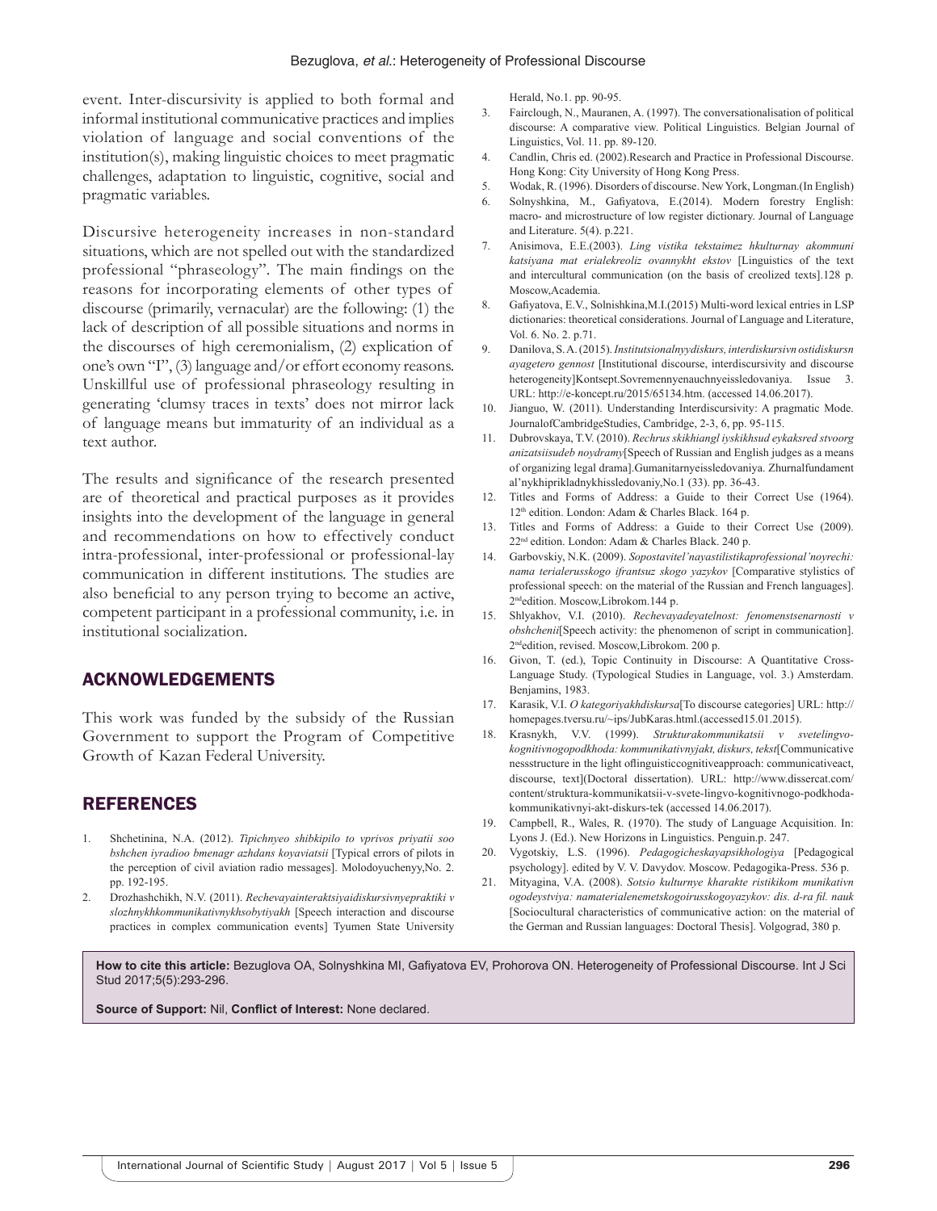event. Inter-discursivity is applied to both formal and informal institutional communicative practices and implies violation of language and social conventions of the institution(s), making linguistic choices to meet pragmatic challenges, adaptation to linguistic, cognitive, social and pragmatic variables.

Discursive heterogeneity increases in non-standard situations, which are not spelled out with the standardized professional "phraseology". The main findings on the reasons for incorporating elements of other types of discourse (primarily, vernacular) are the following: (1) the lack of description of all possible situations and norms in the discourses of high ceremonialism, (2) explication of one's own "I", (3) language and/or effort economy reasons. Unskillful use of professional phraseology resulting in generating 'clumsy traces in texts' does not mirror lack of language means but immaturity of an individual as a text author.

The results and significance of the research presented are of theoretical and practical purposes as it provides insights into the development of the language in general and recommendations on how to effectively conduct intra-professional, inter-professional or professional-lay communication in different institutions. The studies are also beneficial to any person trying to become an active, competent participant in a professional community, i.e. in institutional socialization.

## ACKNOWLEDGEMENTS

This work was funded by the subsidy of the Russian Government to support the Program of Competitive Growth of Kazan Federal University.

## REFERENCES

1. Shchetinina, N.A. (2012). *Tipichnyeo shibkipilo to vprivos priyatii soo bshchen iyradioo bmenagr azhdans koyaviatsii* [Typical errors of pilots in the perception of civil aviation radio messages]. Molodoyuchenyy,No. 2. pp. 192-195.
2. Drozhashchikh, N.V. (2011). *Rechevayainteraktsiyaidiskursivnyepraktiki v slozhnykhkommunikativnykhsobytiyakh* [Speech interaction and discourse practices in complex communication events] Tyumen State University Herald, No.1. pp. 90-95.
3. Fairclough, N., Mauranen, A. (1997). The conversationalisation of political discourse: A comparative view. Political Linguistics. Belgian Journal of Linguistics, Vol. 11. pp. 89-120.
4. Candlin, Chris ed. (2002).Research and Practice in Professional Discourse. Hong Kong: City University of Hong Kong Press.
5. Wodak, R. (1996). Disorders of discourse. New York, Longman.(In English)
6. Solnyshkina, M., Gafiyatova, E.(2014). Modern forestry English: macro- and microstructure of low register dictionary. Journal of Language and Literature. 5(4). p.221.
7. Anisimova, E.E.(2003). *Ling vistika tekstaimez hkulturnay akommuni katsiyana mat erialekreoliz ovannykht ekstov* [Linguistics of the text and intercultural communication (on the basis of creolized texts].128 p. Moscow,Academia.
8. Gafiyatova, E.V., Solnishkina,M.I.(2015) Multi-word lexical entries in LSP dictionaries: theoretical considerations. Journal of Language and Literature, Vol. 6. No. 2. p.71.
9. Danilova, S. A. (2015). *Institutsionalnyydiskurs, interdiskursivn ostidiskursn ayagetero gennost* [Institutional discourse, interdiscursivity and discourse heterogeneity]Kontsept.Sovremennyenauchnyeissledovaniya. Issue 3. URL: http://e-koncept.ru/2015/65134.htm. (accessed 14.06.2017).
10. Jianguo, W. (2011). Understanding Interdiscursivity: A pragmatic Mode. JournalofCambridgeStudies, Cambridge, 2-3, 6, pp. 95-115.
11. Dubrovskaya, T.V. (2010). *Rechrus skikhiangl iyskikhsud eykaksred stvoorg anizatsiisudeb noydramy*[Speech of Russian and English judges as a means of organizing legal drama].Gumanitarnyeissledovaniya. Zhurnalfundament al'nykhiprikladnykhissledovaniy,No.1 (33). pp. 36-43.
12. Titles and Forms of Address: a Guide to their Correct Use (1964). 12th edition. London: Adam & Charles Black. 164 p.
13. Titles and Forms of Address: a Guide to their Correct Use (2009). 22nd edition. London: Adam & Charles Black. 240 p.
14. Garbovskiy, N.K. (2009). *Sopostavitel'nayastilistikaprofessional'noyrechi: nama terialerusskogo ifrantsuz skogo yazykov* [Comparative stylistics of professional speech: on the material of the Russian and French languages]. 2ndedition. Moscow,Librokom.144 p.
15. Shlyakhov, V.I. (2010). *Rechevayadeyatelnost: fenomenstsenarnosti v obshchenii*[Speech activity: the phenomenon of script in communication]. 2ndedition, revised. Moscow,Librokom. 200 p.
16. Givon, T. (ed.), Topic Continuity in Discourse: A Quantitative Cross-Language Study. (Typological Studies in Language, vol. 3.) Amsterdam. Benjamins, 1983.
17. Karasik, V.I. *O kategoriyakhdiskursa*[To discourse categories] URL: http://homepages.tversu.ru/~ips/JubKaras.html.(accessed15.01.2015).
18. Krasnykh, V.V. (1999). *Strukturakommunikatsii v svetelingvo-kognitivnogopodkhoda: kommunikativnyjakt, diskurs, tekst*[Communicative nessstructure in the light oflinguisticcognitiveapproach: communicativeact, discourse, text](Doctoral dissertation). URL: http://www.dissercat.com/content/struktura-kommunikatsii-v-svete-lingvo-kognitivnogo-podkhoda-kommunikativnyi-akt-diskurs-tek (accessed 14.06.2017).
19. Campbell, R., Wales, R. (1970). The study of Language Acquisition. In: Lyons J. (Ed.). New Horizons in Linguistics. Penguin.p. 247.
20. Vygotskiy, L.S. (1996). *Pedagogicheskayapsikhologiya* [Pedagogical psychology]. edited by V. V. Davydov. Moscow. Pedagogika-Press. 536 p.
21. Mityagina, V.A. (2008). *Sotsio kulturnye kharakte ristikikom munikativn ogodeystviya: namaterialenemetskogoirusskogoyazykov: dis. d-ra fil. nauk* [Sociocultural characteristics of communicative action: on the material of the German and Russian languages: Doctoral Thesis]. Volgograd, 380 p.

**How to cite this article:** Bezuglova OA, Solnyshkina MI, Gafiyatova EV, Prohorova ON. Heterogeneity of Professional Discourse. Int J Sci Stud 2017;5(5):293-296.

**Source of Support:** Nil, **Conflict of Interest:** None declared.